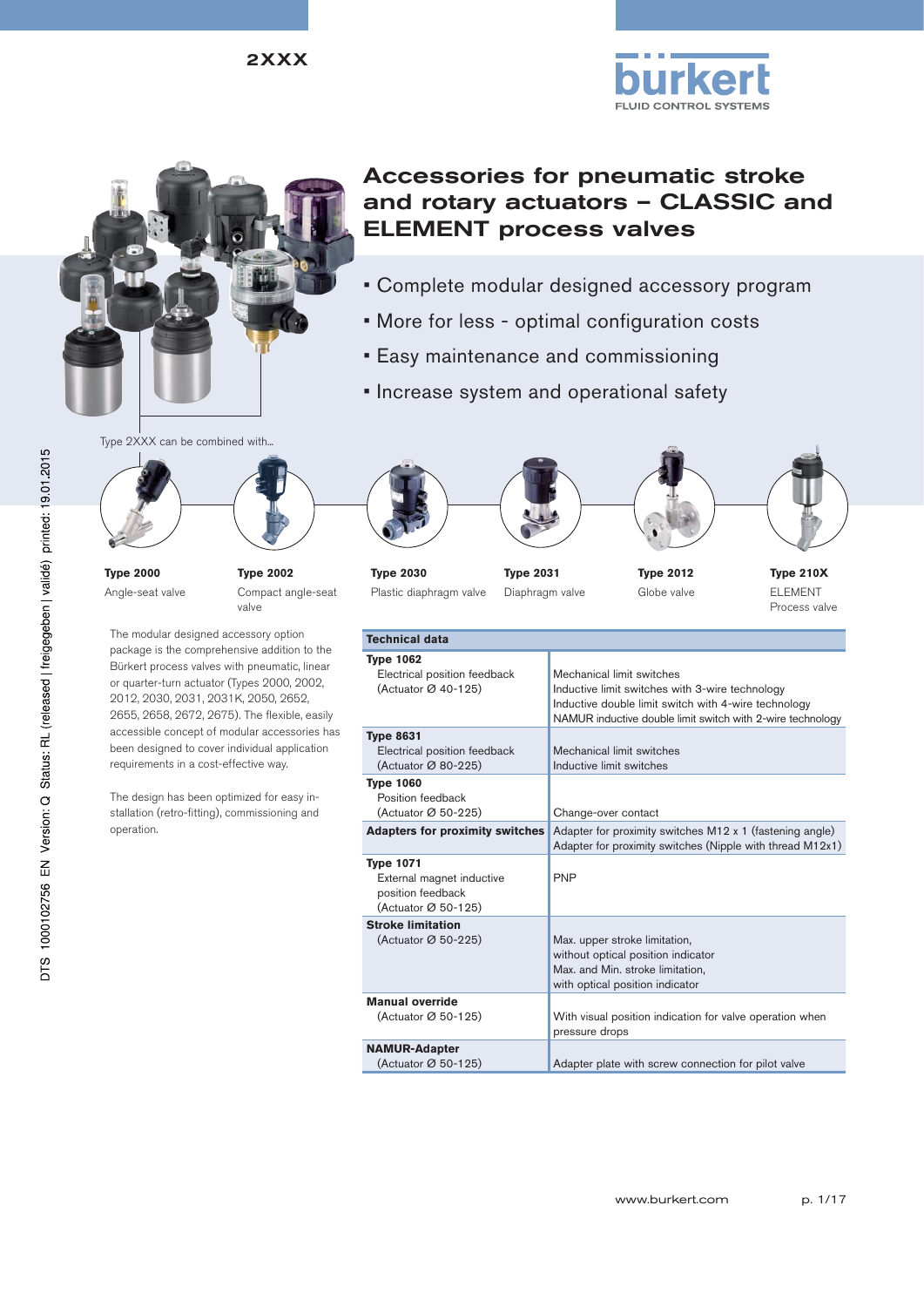2XXX

# Accessories for pneumatic stroke and rotary actuators – CLASSIC and ELEMENT process valves

- Complete modular designed accessory program
- More for less - optimal configuration costs
- Easy maintenance and commissioning
- Increase system and operational safety

Type 2XXX can be combined with...

| **Type 2000** | **Type 2002** | **Type 2030** | **Type 2031** | **Type 2012** | **Type 210X** |
|---|---|---|---|---|---|
| Angle-seat valve | Compact angle-seat valve | Plastic diaphragm valve | Diaphragm valve | Globe valve | ELEMENT Process valve |

The modular designed accessory option package is the comprehensive addition to the Bürkert process valves with pneumatic, linear or quarter-turn actuator (Types 2000, 2002, 2012, 2030, 2031, 2031K, 2050, 2652, 2655, 2658, 2672, 2675). The flexible, easily accessible concept of modular accessories has been designed to cover individual application requirements in a cost-effective way.

The design has been optimized for easy in-stallation (retro-fitting), commissioning and operation.

| Technical data | |
|---|---|
| **Type 1062**<br>Electrical position feedback<br>(Actuator Ø 40-125) | Mechanical limit switches<br>Inductive limit switches with 3-wire technology<br>Inductive double limit switch with 4-wire technology<br>NAMUR inductive double limit switch with 2-wire technology |
| **Type 8631**<br>Electrical position feedback<br>(Actuator Ø 80-225) | Mechanical limit switches<br>Inductive limit switches |
| **Type 1060**<br>Position feedback<br>(Actuator Ø 50-225) | Change-over contact |
| **Adapters for proximity switches** | Adapter for proximity switches M12 x 1 (fastening angle)<br>Adapter for proximity switches (Nipple with thread M12x1) |
| **Type 1071**<br>External magnet inductive position feedback<br>(Actuator Ø 50-125) | PNP |
| **Stroke limitation**<br>(Actuator Ø 50-225) | Max. upper stroke limitation,<br>without optical position indicator<br>Max. and Min. stroke limitation,<br>with optical position indicator |
| **Manual override**<br>(Actuator Ø 50-125) | With visual position indication for valve operation when pressure drops |
| **NAMUR-Adapter**<br>(Actuator Ø 50-125) | Adapter plate with screw connection for pilot valve |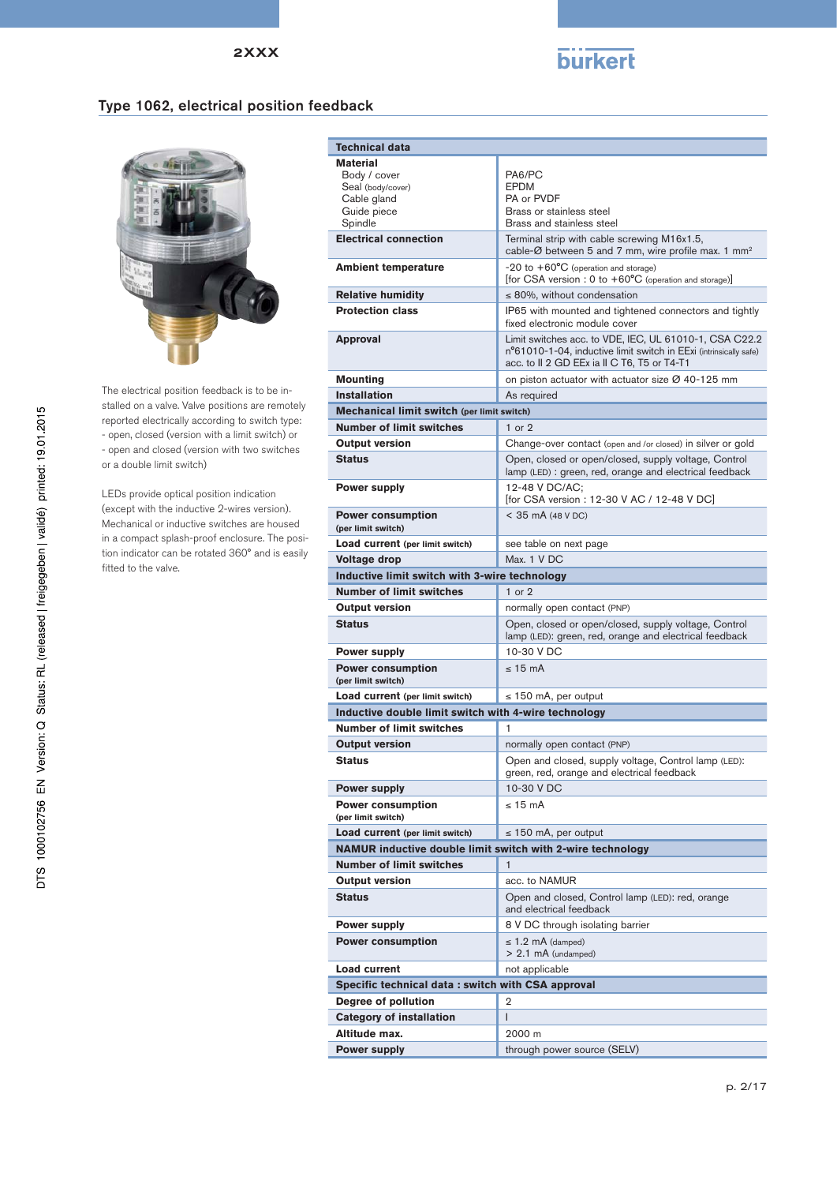## Type 1062, electrical position feedback

The electrical position feedback is to be installed on a valve. Valve positions are remotely reported electrically according to switch type:
- open, closed (version with a limit switch) or
- open and closed (version with two switches or a double limit switch)

LEDs provide optical position indication (except with the inductive 2-wires version). Mechanical or inductive switches are housed in a compact splash-proof enclosure. The position indicator can be rotated 360° and is easily fitted to the valve.

| Technical data | |
|---|---|
| **Material** | |
| Body / cover | PA6/PC |
| Seal (body/cover) | EPDM |
| Cable gland | PA or PVDF |
| Guide piece | Brass or stainless steel |
| Spindle | Brass and stainless steel |
| **Electrical connection** | Terminal strip with cable screwing M16x1.5, cable-Ø between 5 and 7 mm, wire profile max. 1 mm² |
| **Ambient temperature** | -20 to +60°C (operation and storage) [for CSA version : 0 to +60°C (operation and storage)] |
| **Relative humidity** | ≤ 80%, without condensation |
| **Protection class** | IP65 with mounted and tightened connectors and tightly fixed electronic module cover |
| **Approval** | Limit switches acc. to VDE, IEC, UL 61010-1, CSA C22.2 n°61010-1-04, inductive limit switch in EExi (intrinsically safe) acc. to II 2 GD EEx ia II C T6, T5 or T4-T1 |
| **Mounting** | on piston actuator with actuator size Ø 40-125 mm |
| **Installation** | As required |
| **Mechanical limit switch (per limit switch)** | |
| **Number of limit switches** | 1 or 2 |
| **Output version** | Change-over contact (open and /or closed) in silver or gold |
| **Status** | Open, closed or open/closed, supply voltage, Control lamp (LED) : green, red, orange and electrical feedback |
| **Power supply** | 12-48 V DC/AC; [for CSA version : 12-30 V AC / 12-48 V DC] |
| **Power consumption (per limit switch)** | < 35 mA (48 V DC) |
| **Load current (per limit switch)** | see table on next page |
| **Voltage drop** | Max. 1 V DC |
| **Inductive limit switch with 3-wire technology** | |
| **Number of limit switches** | 1 or 2 |
| **Output version** | normally open contact (PNP) |
| **Status** | Open, closed or open/closed, supply voltage, Control lamp (LED): green, red, orange and electrical feedback |
| **Power supply** | 10-30 V DC |
| **Power consumption (per limit switch)** | ≤ 15 mA |
| **Load current (per limit switch)** | ≤ 150 mA, per output |
| **Inductive double limit switch with 4-wire technology** | |
| **Number of limit switches** | 1 |
| **Output version** | normally open contact (PNP) |
| **Status** | Open and closed, supply voltage, Control lamp (LED): green, red, orange and electrical feedback |
| **Power supply** | 10-30 V DC |
| **Power consumption (per limit switch)** | ≤ 15 mA |
| **Load current (per limit switch)** | ≤ 150 mA, per output |
| **NAMUR inductive double limit switch with 2-wire technology** | |
| **Number of limit switches** | 1 |
| **Output version** | acc. to NAMUR |
| **Status** | Open and closed, Control lamp (LED): red, orange and electrical feedback |
| **Power supply** | 8 V DC through isolating barrier |
| **Power consumption** | ≤ 1.2 mA (damped)<br>> 2.1 mA (undamped) |
| **Load current** | not applicable |
| **Specific technical data : switch with CSA approval** | |
| **Degree of pollution** | 2 |
| **Category of installation** | I |
| **Altitude max.** | 2000 m |
| **Power supply** | through power source (SELV) |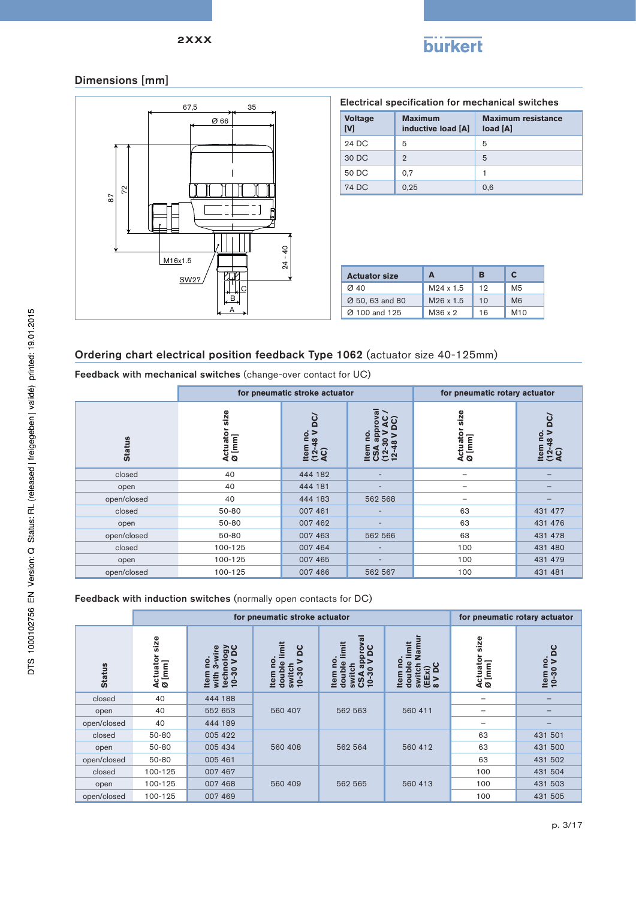## Dimensions [mm]

67,5 35
Ø 66
87 72
M16x1.5
SW27
24 - 40
C
B
A

### Electrical specification for mechanical switches

| Voltage [V] | Maximum inductive load [A] | Maximum resistance load [A] |
|---|---|---|
| 24 DC | 5 | 5 |
| 30 DC | 2 | 5 |
| 50 DC | 0,7 | 1 |
| 74 DC | 0,25 | 0,6 |

| Actuator size | A | B | C |
|---|---|---|---|
| Ø 40 | M24 x 1.5 | 12 | M5 |
| Ø 50, 63 and 80 | M26 x 1.5 | 10 | M6 |
| Ø 100 and 125 | M36 x 2 | 16 | M10 |

## Ordering chart electrical position feedback Type 1062 (actuator size 40-125mm)

**Feedback with mechanical switches** (change-over contact for UC)

| | for pneumatic stroke actuator | | | for pneumatic rotary actuator | |
|---|---|---|---|---|---|
| **Status** | **Actuator size Ø [mm]** | **Item no. (12-48 V DC/ AC)** | **Item no. CSA approval (12-30 V AC / 12-48 V DC)** | **Actuator size Ø [mm]** | **Item no. (12-48 V DC/ AC)** |
| closed | 40 | 444 182 | - | – | – |
| open | 40 | 444 181 | - | – | – |
| open/closed | 40 | 444 183 | 562 568 | – | – |
| closed | 50-80 | 007 461 | - | 63 | 431 477 |
| open | 50-80 | 007 462 | - | 63 | 431 476 |
| open/closed | 50-80 | 007 463 | 562 566 | 63 | 431 478 |
| closed | 100-125 | 007 464 | - | 100 | 431 480 |
| open | 100-125 | 007 465 | - | 100 | 431 479 |
| open/closed | 100-125 | 007 466 | 562 567 | 100 | 431 481 |

**Feedback with induction switches** (normally open contacts for DC)

| | for pneumatic stroke actuator | | | | | for pneumatic rotary actuator | |
|---|---|---|---|---|---|---|---|
| **Status** | **Actuator size Ø [mm]** | **Item no. with 3-wire technology 10-30 V DC** | **Item no. double limit switch 10-30 V DC** | **Item no. double limit switch CSA approval 10-30 V DC** | **Item no. double limit switch Namur (EExi) 8 V DC** | **Actuator size Ø [mm]** | **Item no. 10-30 V DC** |
| closed | 40 | 444 188 | 560 407 | 562 563 | 560 411 | – | – |
| open | 40 | 552 653 | | | | – | – |
| open/closed | 40 | 444 189 | | | | – | – |
| closed | 50-80 | 005 422 | 560 408 | 562 564 | 560 412 | 63 | 431 501 |
| open | 50-80 | 005 434 | | | | 63 | 431 500 |
| open/closed | 50-80 | 005 461 | | | | 63 | 431 502 |
| closed | 100-125 | 007 467 | 560 409 | 562 565 | 560 413 | 100 | 431 504 |
| open | 100-125 | 007 468 | | | | 100 | 431 503 |
| open/closed | 100-125 | 007 469 | | | | 100 | 431 505 |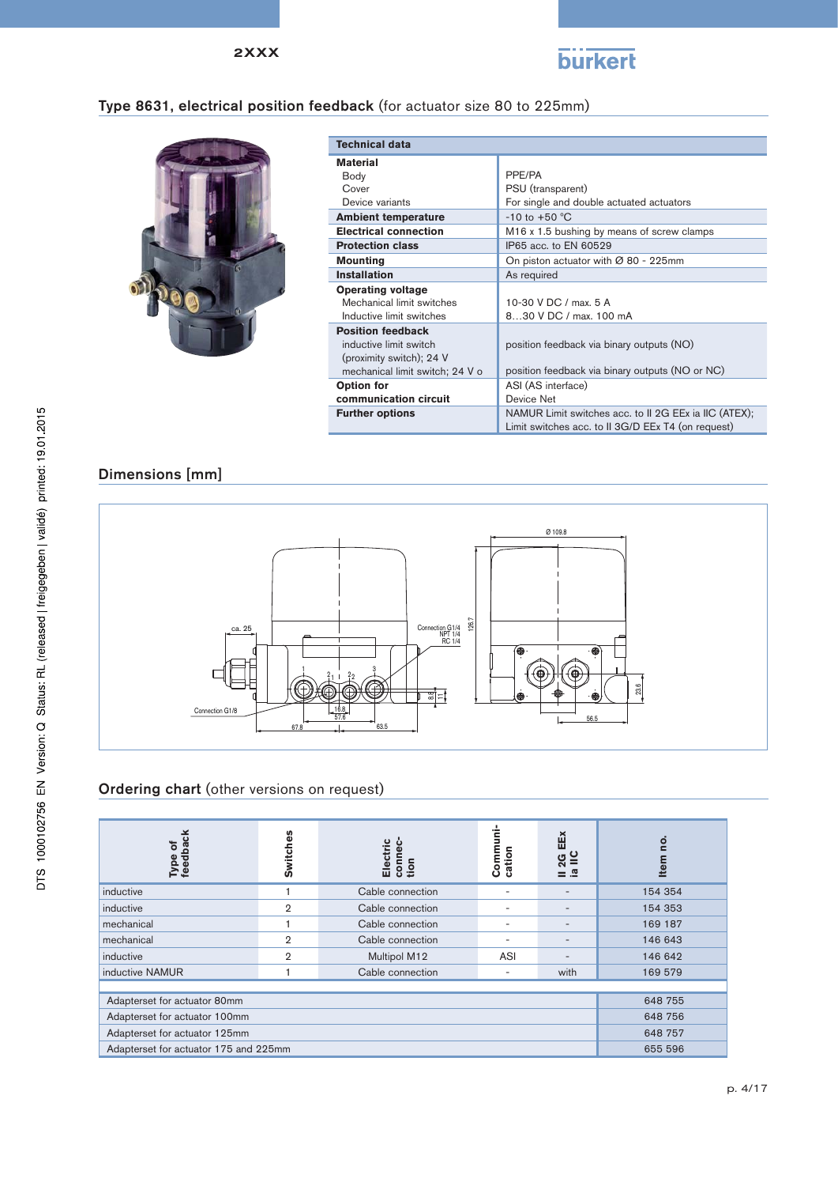## Type 8631, electrical position feedback (for actuator size 80 to 225mm)

| Technical data | |
|---|---|
| **Material** | |
| Body | PPE/PA |
| Cover | PSU (transparent) |
| Device variants | For single and double actuated actuators |
| **Ambient temperature** | -10 to +50 °C |
| **Electrical connection** | M16 x 1.5 bushing by means of screw clamps |
| **Protection class** | IP65 acc. to EN 60529 |
| **Mounting** | On piston actuator with Ø 80 - 225mm |
| **Installation** | As required |
| **Operating voltage** | |
| Mechanical limit switches | 10-30 V DC / max. 5 A |
| Inductive limit switches | 8…30 V DC / max. 100 mA |
| **Position feedback** | |
| inductive limit switch (proximity switch); 24 V | position feedback via binary outputs (NO) |
| mechanical limit switch; 24 V o | position feedback via binary outputs (NO or NC) |
| **Option for communication circuit** | ASI (AS interface)<br>Device Net |
| **Further options** | NAMUR Limit switches acc. to II 2G EEx ia IIC (ATEX); Limit switches acc. to II 3G/D EEx T4 (on request) |

## Dimensions [mm]

## Ordering chart (other versions on request)

| Type of feedback | Switches | Electric connection | Communication | II 2G EEx ia IIC | Item no. |
|---|---|---|---|---|---|
| inductive | 1 | Cable connection | - | - | 154 354 |
| inductive | 2 | Cable connection | - | - | 154 353 |
| mechanical | 1 | Cable connection | - | - | 169 187 |
| mechanical | 2 | Cable connection | - | - | 146 643 |
| inductive | 2 | Multipol M12 | ASI | - | 146 642 |
| inductive NAMUR | 1 | Cable connection | - | with | 169 579 |

| Adapterset | Item no. |
|---|---|
| Adapterset for actuator 80mm | 648 755 |
| Adapterset for actuator 100mm | 648 756 |
| Adapterset for actuator 125mm | 648 757 |
| Adapterset for actuator 175 and 225mm | 655 596 |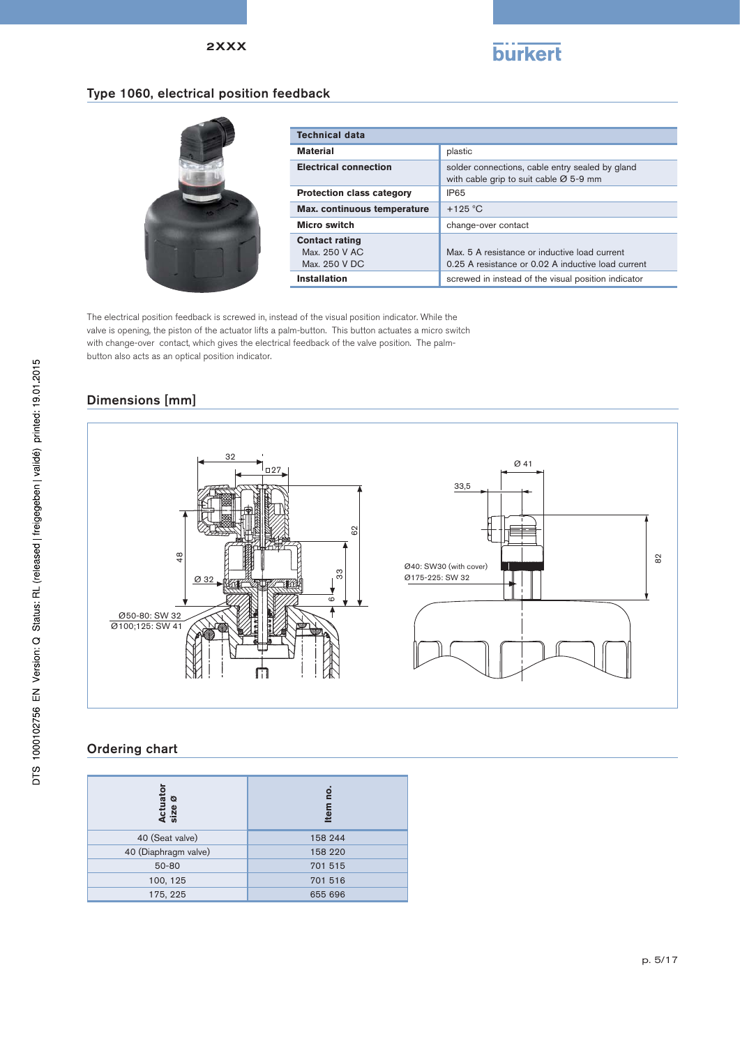## Type 1060, electrical position feedback

| Technical data | |
|---|---|
| **Material** | plastic |
| **Electrical connection** | solder connections, cable entry sealed by gland with cable grip to suit cable Ø 5-9 mm |
| **Protection class category** | IP65 |
| **Max. continuous temperature** | +125 °C |
| **Micro switch** | change-over contact |
| **Contact rating**<br>Max. 250 V AC<br>Max. 250 V DC | <br>Max. 5 A resistance or inductive load current<br>0.25 A resistance or 0.02 A inductive load current |
| **Installation** | screwed in instead of the visual position indicator |

The electrical position feedback is screwed in, instead of the visual position indicator. While the valve is opening, the piston of the actuator lifts a palm-button. This button actuates a micro switch with change-over contact, which gives the electrical feedback of the valve position. The palm-button also acts as an optical position indicator.

## Dimensions [mm]

32, □27, 62, 48, Ø 32, 33, 6, Ø50-80: SW 32, Ø100;125: SW 41

Ø 41, 33,5, 82, Ø40: SW30 (with cover), Ø175-225: SW 32

## Ordering chart

| Actuator size Ø | Item no. |
|---|---|
| 40 (Seat valve) | 158 244 |
| 40 (Diaphragm valve) | 158 220 |
| 50-80 | 701 515 |
| 100, 125 | 701 516 |
| 175, 225 | 655 696 |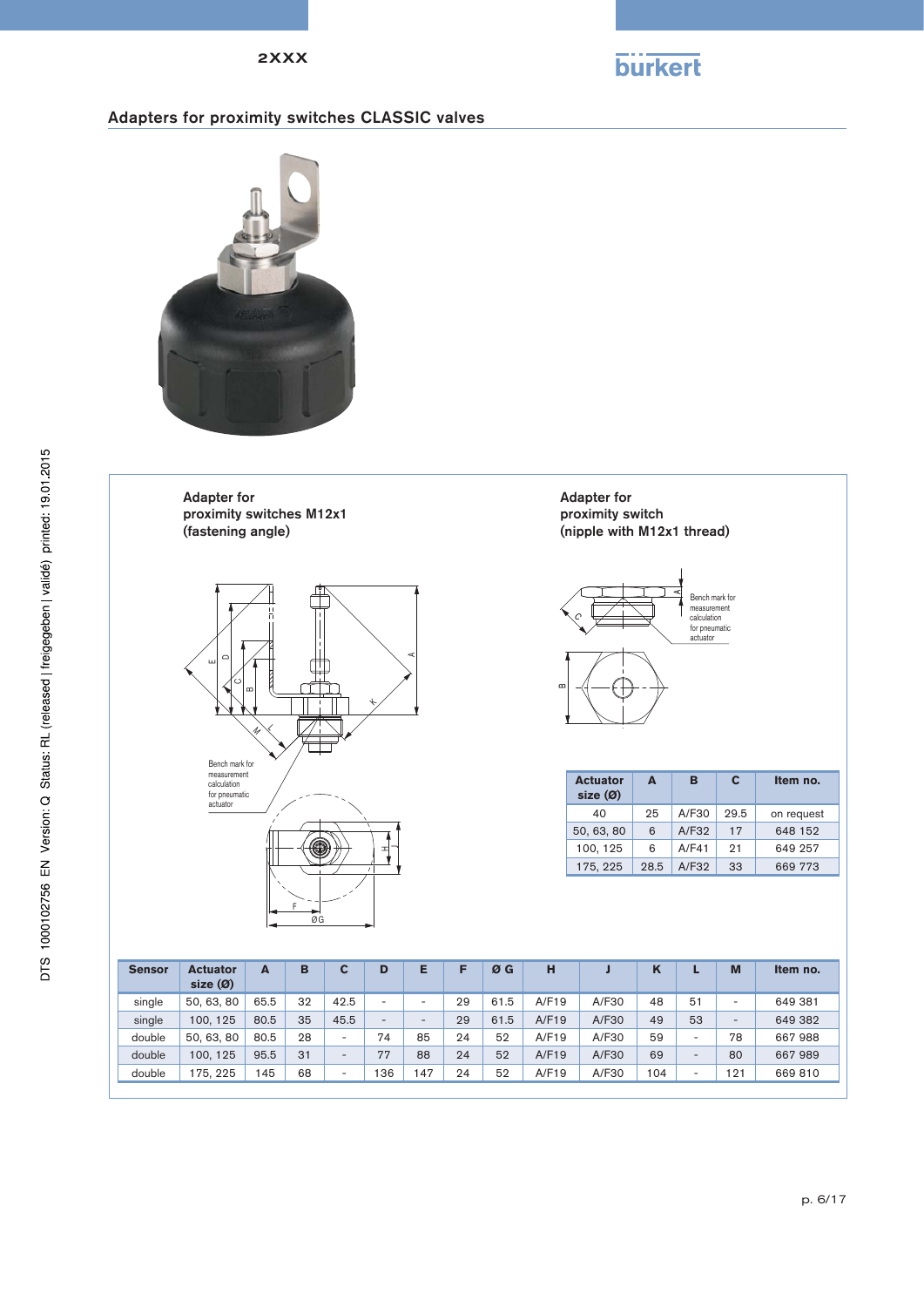## Adapters for proximity switches CLASSIC valves

**Adapter for proximity switches M12x1 (fastening angle)**

Bench mark for measurement calculation for pneumatic actuator

**Adapter for proximity switch (nipple with M12x1 thread)**

Bench mark for measurement calculation for pneumatic actuator

| Actuator size (Ø) | A | B | C | Item no. |
|---|---|---|---|---|
| 40 | 25 | A/F30 | 29.5 | on request |
| 50, 63, 80 | 6 | A/F32 | 17 | 648 152 |
| 100, 125 | 6 | A/F41 | 21 | 649 257 |
| 175, 225 | 28.5 | A/F32 | 33 | 669 773 |

| Sensor | Actuator size (Ø) | A | B | C | D | E | F | Ø G | H | J | K | L | M | Item no. |
|---|---|---|---|---|---|---|---|---|---|---|---|---|---|---|
| single | 50, 63, 80 | 65.5 | 32 | 42.5 | - | - | 29 | 61.5 | A/F19 | A/F30 | 48 | 51 | - | 649 381 |
| single | 100, 125 | 80.5 | 35 | 45.5 | - | - | 29 | 61.5 | A/F19 | A/F30 | 49 | 53 | - | 649 382 |
| double | 50, 63, 80 | 80.5 | 28 | - | 74 | 85 | 24 | 52 | A/F19 | A/F30 | 59 | - | 78 | 667 988 |
| double | 100, 125 | 95.5 | 31 | - | 77 | 88 | 24 | 52 | A/F19 | A/F30 | 69 | - | 80 | 667 989 |
| double | 175, 225 | 145 | 68 | - | 136 | 147 | 24 | 52 | A/F19 | A/F30 | 104 | - | 121 | 669 810 |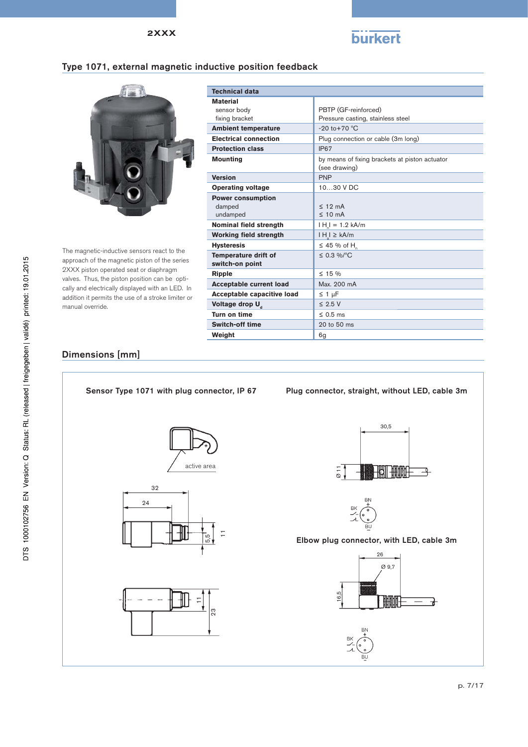## Type 1071, external magnetic inductive position feedback

The magnetic-inductive sensors react to the approach of the magnetic piston of the series 2XXX piston operated seat or diaphragm valves. Thus, the piston position can be optically and electrically displayed with an LED. In addition it permits the use of a stroke limiter or manual override.

| Technical data | |
|---|---|
| **Material** | |
| sensor body | PBTP (GF-reinforced) |
| fixing bracket | Pressure casting, stainless steel |
| **Ambient temperature** | -20 to+70 °C |
| **Electrical connection** | Plug connection or cable (3m long) |
| **Protection class** | IP67 |
| **Mounting** | by means of fixing brackets at piston actuator (see drawing) |
| **Version** | PNP |
| **Operating voltage** | 10…30 V DC |
| **Power consumption** | |
| damped | ≤ 12 mA |
| undamped | ≤ 10 mA |
| **Nominal field strength** | $\mid H_n \mid$ = 1.2 kA/m |
| **Working field strength** | $\mid H_a \mid$ ≥ kA/m |
| **Hysteresis** | ≤ 45 % of $H_n$ |
| **Temperature drift of switch-on point** | ≤ 0.3 %/°C |
| **Ripple** | ≤ 15 % |
| **Acceptable current load** | Max. 200 mA |
| **Acceptable capacitive load** | ≤ 1 µF |
| **Voltage drop $U_d$** | ≤ 2.5 V |
| **Turn on time** | ≤ 0.5 ms |
| **Switch-off time** | 20 to 50 ms |
| **Weight** | 6g |

## Dimensions [mm]

Sensor Type 1071 with plug connector, IP 67

active area

32

24

5,5

11

11

23

Plug connector, straight, without LED, cable 3m

30,5

Ø 11

BN

BK

BU

Elbow plug connector, with LED, cable 3m

26

Ø 9,7

16,5

BN

BK

BU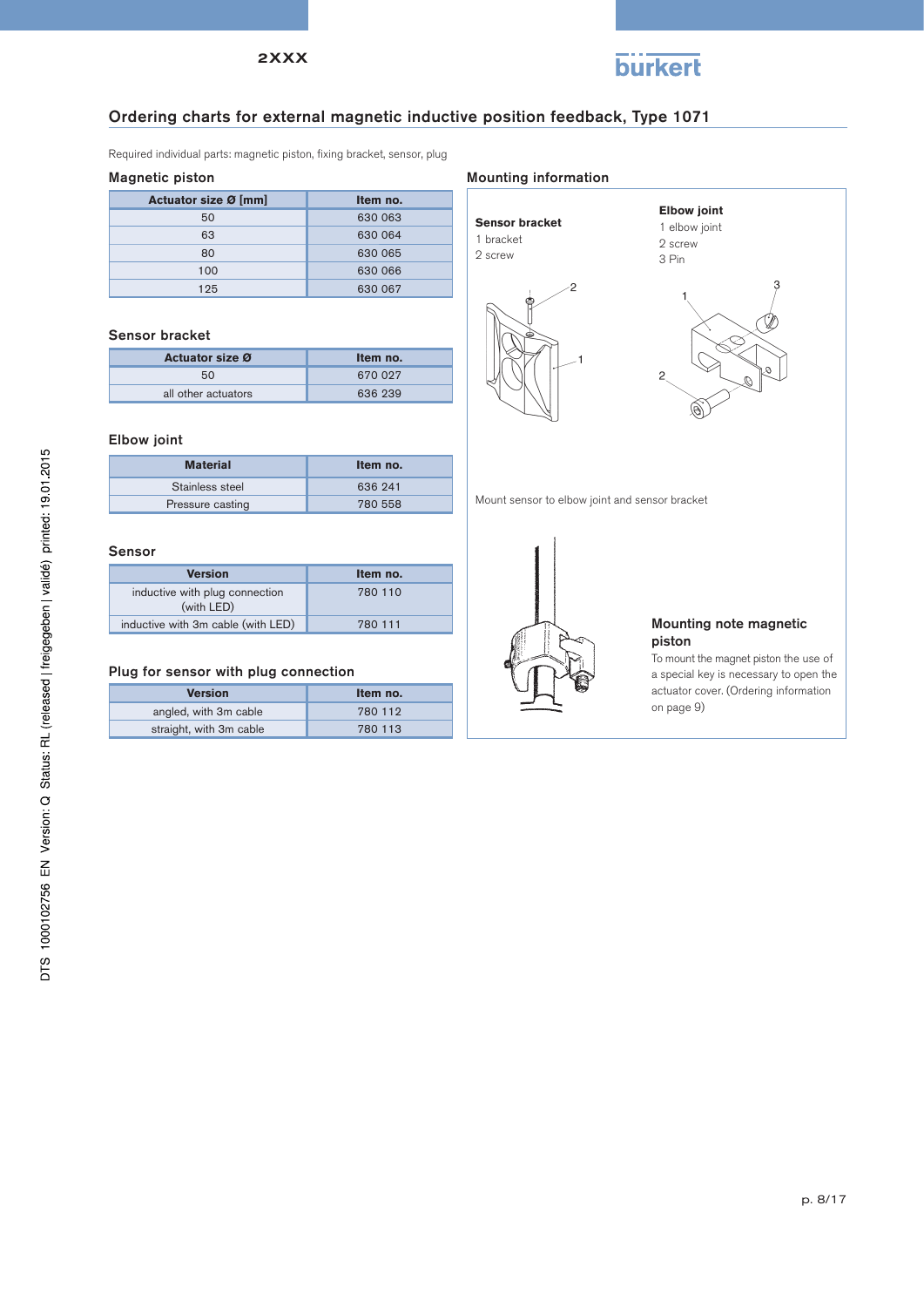## Ordering charts for external magnetic inductive position feedback, Type 1071

Required individual parts: magnetic piston, fixing bracket, sensor, plug

### Magnetic piston

| Actuator size Ø [mm] | Item no. |
|---|---|
| 50 | 630 063 |
| 63 | 630 064 |
| 80 | 630 065 |
| 100 | 630 066 |
| 125 | 630 067 |

### Sensor bracket

| Actuator size Ø | Item no. |
|---|---|
| 50 | 670 027 |
| all other actuators | 636 239 |

### Elbow joint

| Material | Item no. |
|---|---|
| Stainless steel | 636 241 |
| Pressure casting | 780 558 |

### Sensor

| Version | Item no. |
|---|---|
| inductive with plug connection (with LED) | 780 110 |
| inductive with 3m cable (with LED) | 780 111 |

### Plug for sensor with plug connection

| Version | Item no. |
|---|---|
| angled, with 3m cable | 780 112 |
| straight, with 3m cable | 780 113 |

### Mounting information

**Sensor bracket**
1 bracket
2 screw

**Elbow joint**
1 elbow joint
2 screw
3 Pin

Mount sensor to elbow joint and sensor bracket

**Mounting note magnetic piston**

To mount the magnet piston the use of a special key is necessary to open the actuator cover. (Ordering information on page 9)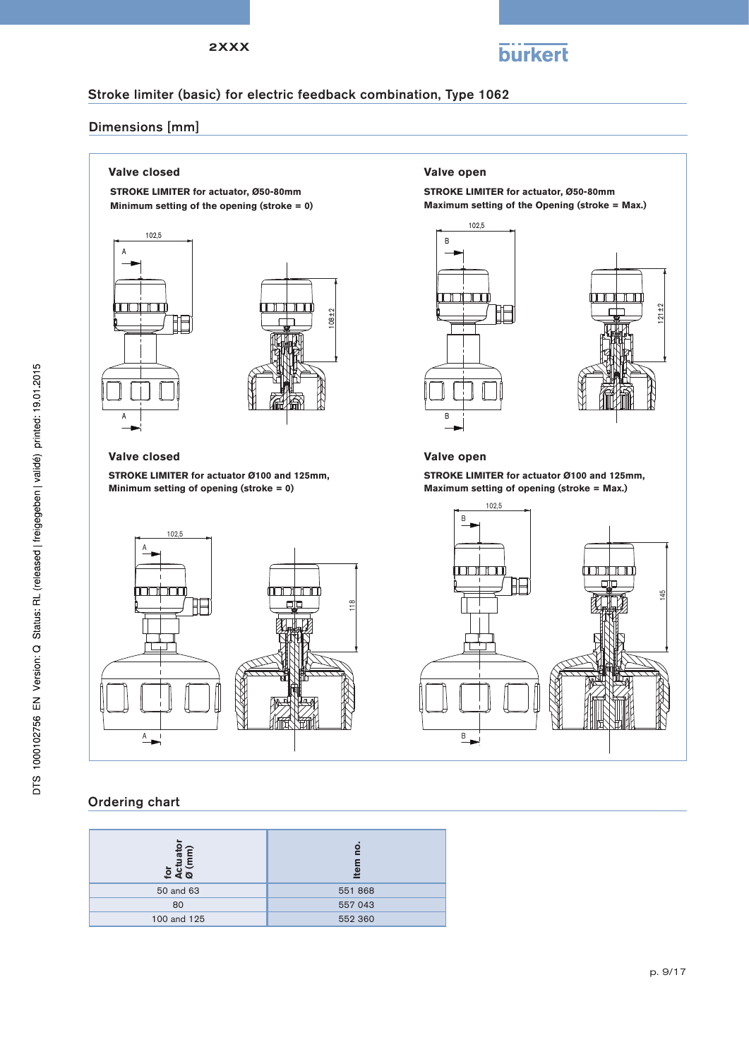## Stroke limiter (basic) for electric feedback combination, Type 1062

### Dimensions [mm]

**Valve closed**

**STROKE LIMITER for actuator, Ø50-80mm**
**Minimum setting of the opening (stroke = 0)**

102,5

A

A

108±2

**Valve open**

**STROKE LIMITER for actuator, Ø50-80mm**
**Maximum setting of the Opening (stroke = Max.)**

102,5

B

B

121±2

**Valve closed**

**STROKE LIMITER for actuator Ø100 and 125mm,**
**Minimum setting of opening (stroke = 0)**

102,5

A

A

118

**Valve open**

**STROKE LIMITER for actuator Ø100 and 125mm,**
**Maximum setting of opening (stroke = Max.)**

102,5

B

B

145

### Ordering chart

| for Actuator Ø (mm) | Item no. |
|---|---|
| 50 and 63 | 551 868 |
| 80 | 557 043 |
| 100 and 125 | 552 360 |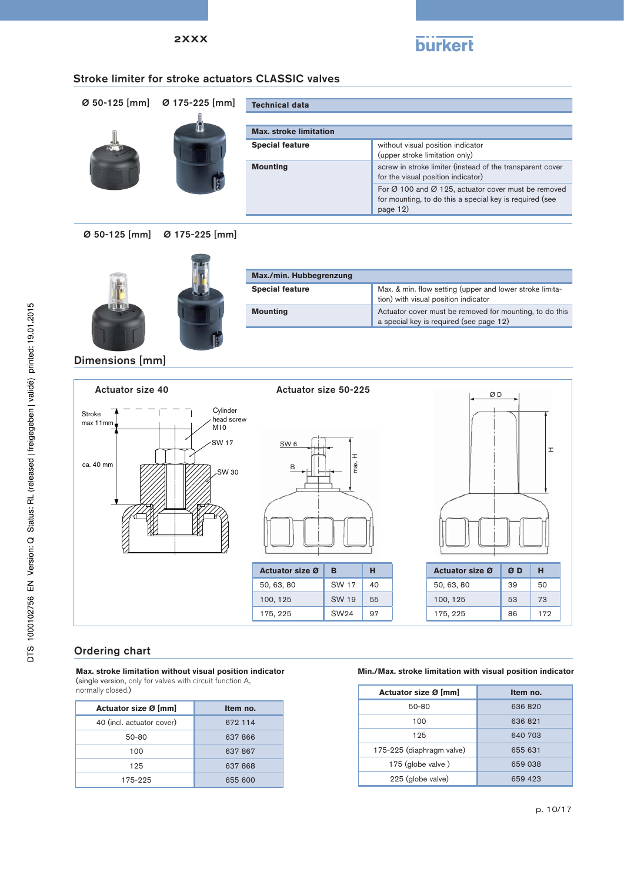## Stroke limiter for stroke actuators CLASSIC valves

Ø 50-125 [mm]  Ø 175-225 [mm]

| Technical data | |
|---|---|
| **Max. stroke limitation** | |
| **Special feature** | without visual position indicator (upper stroke limitation only) |
| **Mounting** | screw in stroke limiter (instead of the transparent cover for the visual position indicator) |
| | For Ø 100 and Ø 125, actuator cover must be removed for mounting, to do this a special key is required (see page 12) |

Ø 50-125 [mm]  Ø 175-225 [mm]

| Max./min. Hubbegrenzung | |
|---|---|
| **Special feature** | Max. & min. flow setting (upper and lower stroke limitation) with visual position indicator |
| **Mounting** | Actuator cover must be removed for mounting, to do this a special key is required (see page 12) |

## Dimensions [mm]

**Actuator size 40**

Stroke max 11mm; ca. 40 mm; Cylinder head screw M10; SW 17; SW 30

**Actuator size 50-225**

SW 6; B; max. H

| Actuator size Ø | B | H |
|---|---|---|
| 50, 63, 80 | SW 17 | 40 |
| 100, 125 | SW 19 | 55 |
| 175, 225 | SW24 | 97 |

| Actuator size Ø | Ø D | H |
|---|---|---|
| 50, 63, 80 | 39 | 50 |
| 100, 125 | 53 | 73 |
| 175, 225 | 86 | 172 |

## Ordering chart

**Max. stroke limitation without visual position indicator**
(single version, only for valves with circuit function A, normally closed.)

| Actuator size Ø [mm] | Item no. |
|---|---|
| 40 (incl. actuator cover) | 672 114 |
| 50-80 | 637 866 |
| 100 | 637 867 |
| 125 | 637 868 |
| 175-225 | 655 600 |

**Min./Max. stroke limitation with visual position indicator**

| Actuator size Ø [mm] | Item no. |
|---|---|
| 50-80 | 636 820 |
| 100 | 636 821 |
| 125 | 640 703 |
| 175-225 (diaphragm valve) | 655 631 |
| 175 (globe valve ) | 659 038 |
| 225 (globe valve) | 659 423 |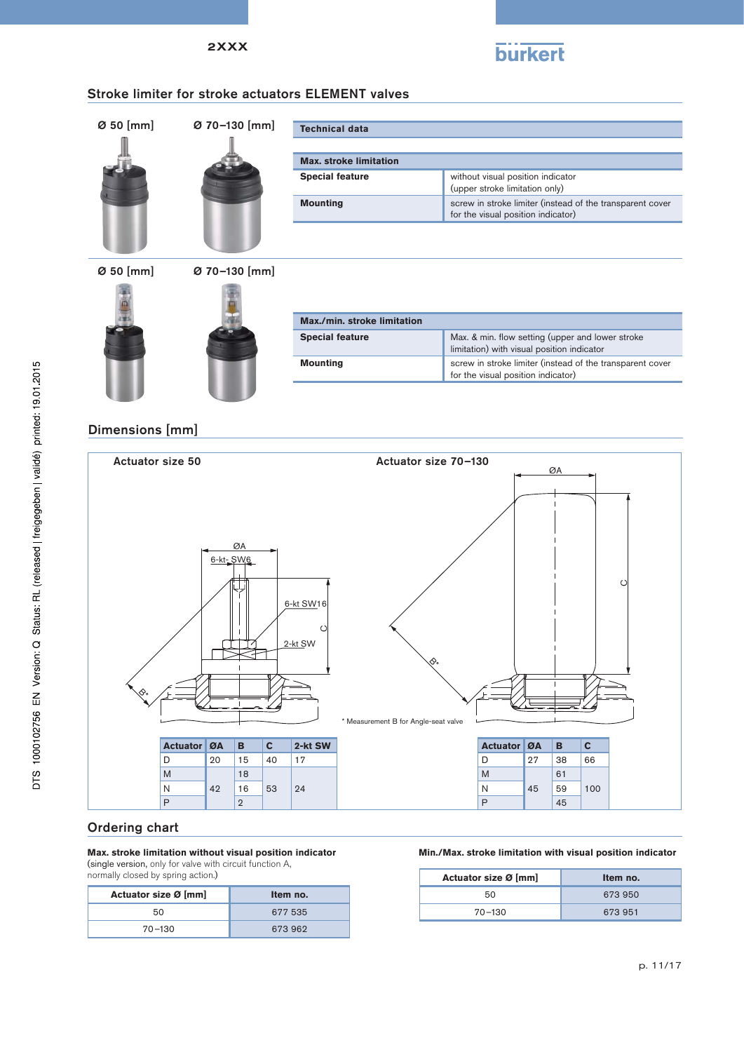## Stroke limiter for stroke actuators ELEMENT valves

Ø 50 [mm] Ø 70–130 [mm]

| Technical data | |
|---|---|
| **Max. stroke limitation** | |
| **Special feature** | without visual position indicator (upper stroke limitation only) |
| **Mounting** | screw in stroke limiter (instead of the transparent cover for the visual position indicator) |

Ø 50 [mm] Ø 70–130 [mm]

| Max./min. stroke limitation | |
|---|---|
| **Special feature** | Max. & min. flow setting (upper and lower stroke limitation) with visual position indicator |
| **Mounting** | screw in stroke limiter (instead of the transparent cover for the visual position indicator) |

## Dimensions [mm]

**Actuator size 50**

ØA, 6-kt- SW6, 6-kt SW16, 2-kt SW, C, B*

**Actuator size 70–130**

ØA, C, B*

* Measurement B for Angle-seat valve

| Actuator | ØA | B | C | 2-kt SW |
|---|---|---|---|---|
| D | 20 | 15 | 40 | 17 |
| M | 42 | 18 | 53 | 24 |
| N | | 16 | | |
| P | | 2 | | |

| Actuator | ØA | B | C |
|---|---|---|---|
| D | 27 | 38 | 66 |
| M | 45 | 61 | 100 |
| N | | 59 | |
| P | | 45 | |

## Ordering chart

**Max. stroke limitation without visual position indicator**
(single version, only for valve with circuit function A, normally closed by spring action.)

| Actuator size Ø [mm] | Item no. |
|---|---|
| 50 | 677 535 |
| 70–130 | 673 962 |

**Min./Max. stroke limitation with visual position indicator**

| Actuator size Ø [mm] | Item no. |
|---|---|
| 50 | 673 950 |
| 70–130 | 673 951 |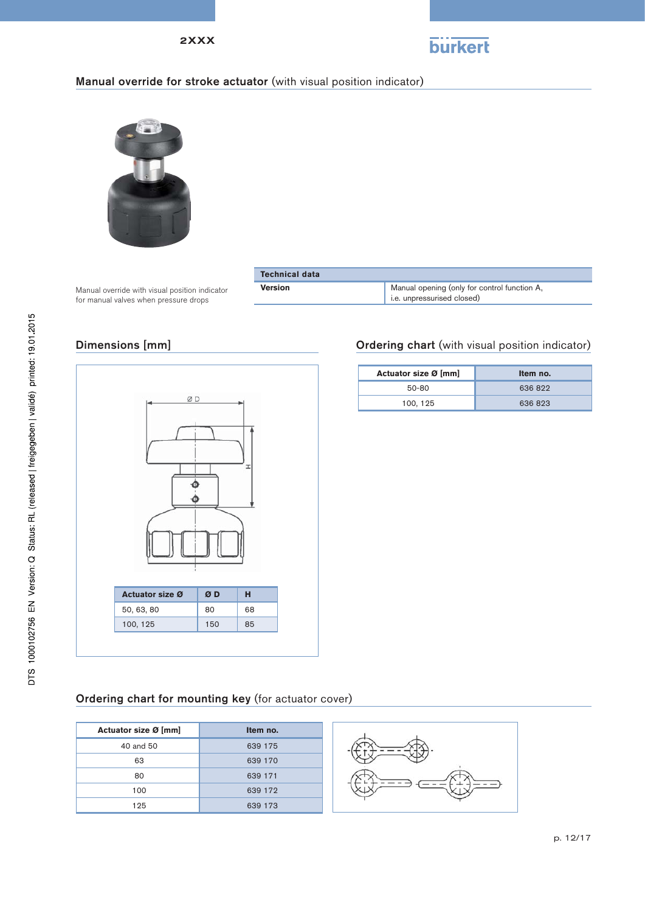## Manual override for stroke actuator (with visual position indicator)

Manual override with visual position indicator for manual valves when pressure drops

| Technical data | |
|---|---|
| **Version** | Manual opening (only for control function A, i.e. unpressurised closed) |

## Dimensions [mm]

| Actuator size Ø | Ø D | H |
|---|---|---|
| 50, 63, 80 | 80 | 68 |
| 100, 125 | 150 | 85 |

## Ordering chart (with visual position indicator)

| Actuator size Ø [mm] | Item no. |
|---|---|
| 50-80 | 636 822 |
| 100, 125 | 636 823 |

## Ordering chart for mounting key (for actuator cover)

| Actuator size Ø [mm] | Item no. |
|---|---|
| 40 and 50 | 639 175 |
| 63 | 639 170 |
| 80 | 639 171 |
| 100 | 639 172 |
| 125 | 639 173 |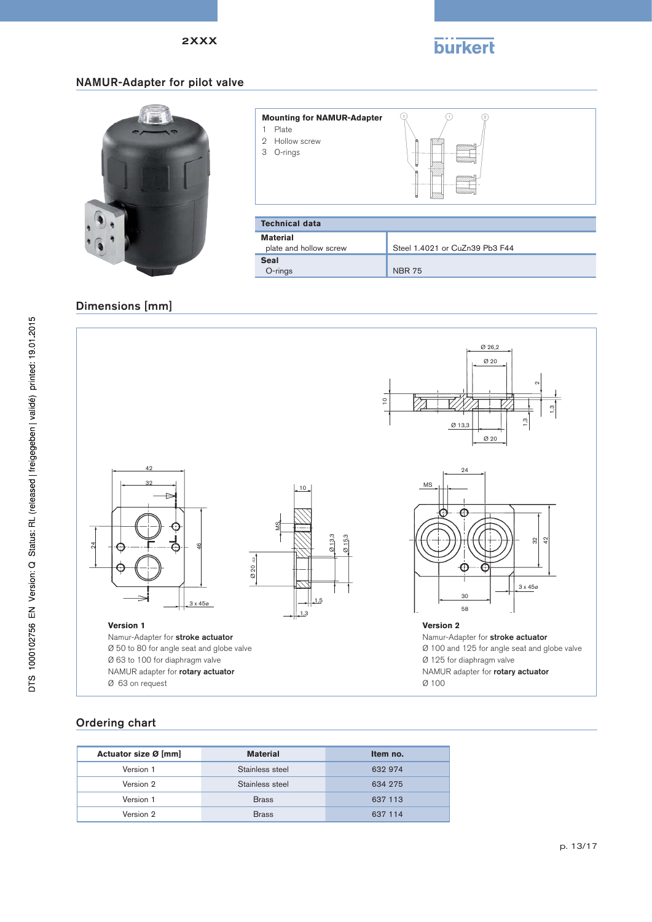## NAMUR-Adapter for pilot valve

**Mounting for NAMUR-Adapter**

1. Plate
2. Hollow screw
3. O-rings

| Technical data | |
|---|---|
| **Material** plate and hollow screw | Steel 1.4021 or CuZn39 Pb3 F44 |
| **Seal** O-rings | NBR 75 |

## Dimensions [mm]

**Version 1**
Namur-Adapter for **stroke actuator**
Ø 50 to 80 for angle seat and globe valve
Ø 63 to 100 for diaphragm valve
NAMUR adapter for **rotary actuator**
Ø 63 on request

**Version 2**
Namur-Adapter for **stroke actuator**
Ø 100 and 125 for angle seat and globe valve
Ø 125 for diaphragm valve
NAMUR adapter for **rotary actuator**
Ø 100

## Ordering chart

| Actuator size Ø [mm] | Material | Item no. |
|---|---|---|
| Version 1 | Stainless steel | 632 974 |
| Version 2 | Stainless steel | 634 275 |
| Version 1 | Brass | 637 113 |
| Version 2 | Brass | 637 114 |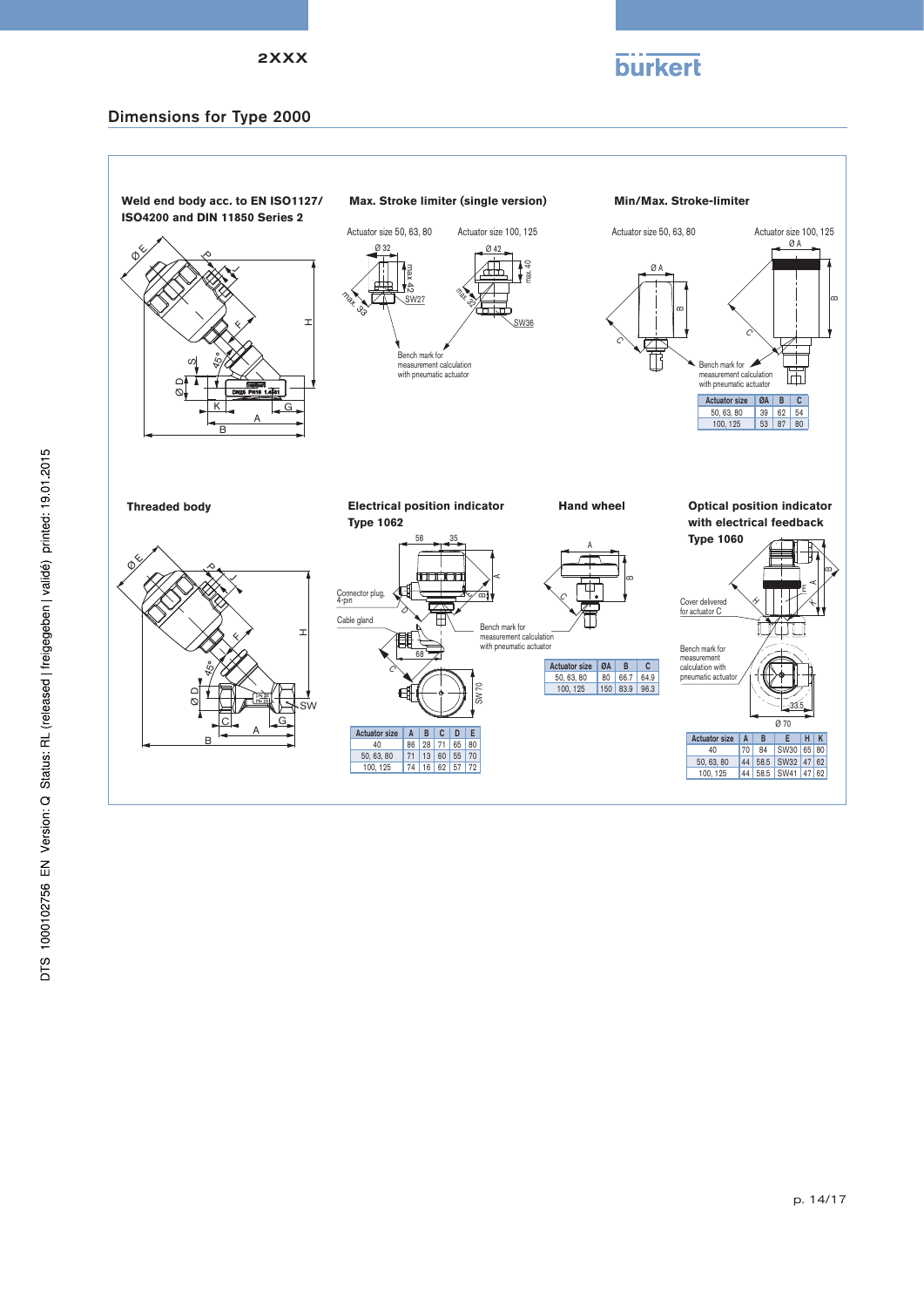## Dimensions for Type 2000

**Weld end body acc. to EN ISO1127/ ISO4200 and DIN 11850 Series 2**

**Max. Stroke limiter (single version)**

Actuator size 50, 63, 80

Actuator size 100, 125

Bench mark for measurement calculation with pneumatic actuator

**Min/Max. Stroke-limiter**

Actuator size 50, 63, 80

Actuator size 100, 125

Bench mark for measurement calculation with pneumatic actuator

| Actuator size | ØA | B | C |
|---|---|---|---|
| 50, 63, 80 | 39 | 62 | 54 |
| 100, 125 | 53 | 87 | 80 |

**Threaded body**

**Electrical position indicator Type 1062**

Connector plug, 4-pin

Cable gland

Bench mark for measurement calculation with pneumatic actuator

| Actuator size | A | B | C | D | E |
|---|---|---|---|---|---|
| 40 | 86 | 28 | 71 | 65 | 80 |
| 50, 63, 80 | 71 | 13 | 60 | 55 | 70 |
| 100, 125 | 74 | 16 | 62 | 57 | 72 |

**Hand wheel**

| Actuator size | ØA | B | C |
|---|---|---|---|
| 50, 63, 80 | 80 | 66.7 | 64.9 |
| 100, 125 | 150 | 83.9 | 96.3 |

**Optical position indicator with electrical feedback Type 1060**

Cover delivered for actuator C

Bench mark for measurement calculation with pneumatic actuator

| Actuator size | A | B | E | H | K |
|---|---|---|---|---|---|
| 40 | 70 | 84 | SW30 | 65 | 80 |
| 50, 63, 80 | 44 | 58.5 | SW32 | 47 | 62 |
| 100, 125 | 44 | 58.5 | SW41 | 47 | 62 |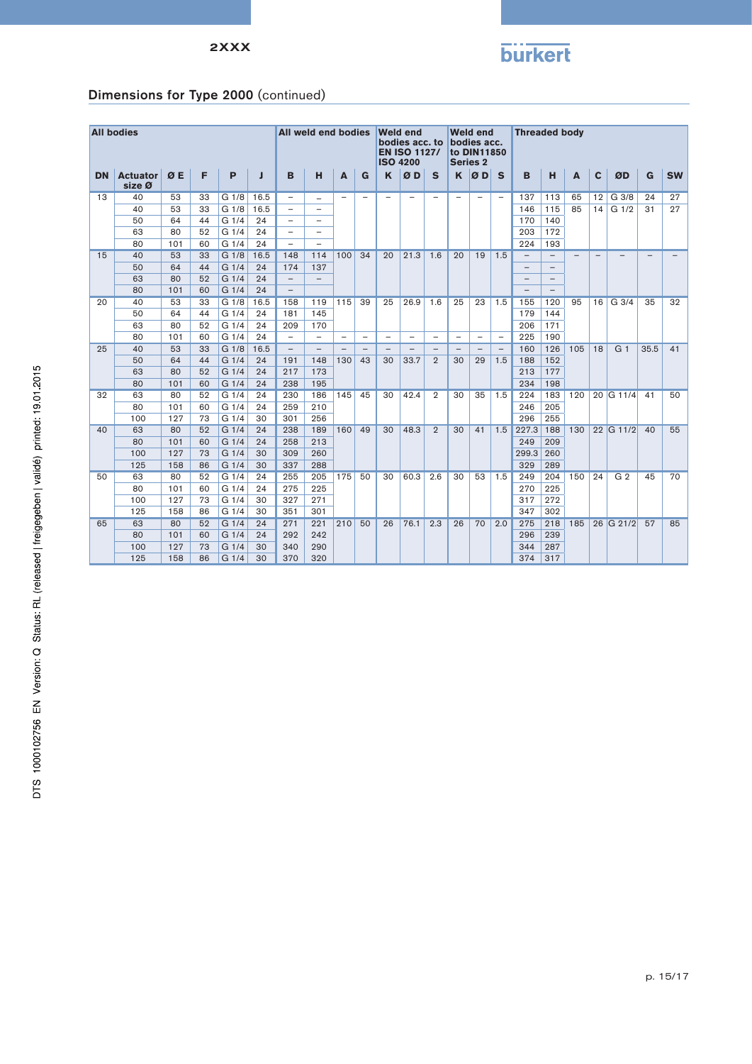## Dimensions for Type 2000 (continued)

| All bodies | | | | | All weld end bodies | | | | Weld end bodies acc. to EN ISO 1127/ ISO 4200 | | | Weld end bodies acc. to DIN11850 Series 2 | | | Threaded body | | | | | | |
|---|---|---|---|---|---|---|---|---|---|---|---|---|---|---|---|---|---|---|---|---|---|
| DN | Actuator size Ø | Ø E | F | P | J | B | H | A | G | K | Ø D | S | K | Ø D | S | B | H | A | C | ØD | G | SW |
| 13 | 40 | 53 | 33 | G 1/8 | 16.5 | – | – | – | – | – | – | – | – | – | – | 137 | 113 | 65 | 12 | G 3/8 | 24 | 27 |
| | 40 | 53 | 33 | G 1/8 | 16.5 | – | – | | | | | | | | | 146 | 115 | 85 | 14 | G 1/2 | 31 | 27 |
| | 50 | 64 | 44 | G 1/4 | 24 | – | – | | | | | | | | | 170 | 140 | | | | | |
| | 63 | 80 | 52 | G 1/4 | 24 | – | – | | | | | | | | | 203 | 172 | | | | | |
| | 80 | 101 | 60 | G 1/4 | 24 | – | – | | | | | | | | | 224 | 193 | | | | | |
| 15 | 40 | 53 | 33 | G 1/8 | 16.5 | 148 | 114 | 100 | 34 | 20 | 21.3 | 1.6 | 20 | 19 | 1.5 | – | – | – | – | – | – | – |
| | 50 | 64 | 44 | G 1/4 | 24 | 174 | 137 | | | | | | | | | – | – | | | | | |
| | 63 | 80 | 52 | G 1/4 | 24 | – | – | | | | | | | | | – | – | | | | | |
| | 80 | 101 | 60 | G 1/4 | 24 | – | | | | | | | | | | – | – | | | | | |
| 20 | 40 | 53 | 33 | G 1/8 | 16.5 | 158 | 119 | 115 | 39 | 25 | 26.9 | 1.6 | 25 | 23 | 1.5 | 155 | 120 | 95 | 16 | G 3/4 | 35 | 32 |
| | 50 | 64 | 44 | G 1/4 | 24 | 181 | 145 | | | | | | | | | 179 | 144 | | | | | |
| | 63 | 80 | 52 | G 1/4 | 24 | 209 | 170 | | | | | | | | | 206 | 171 | | | | | |
| | 80 | 101 | 60 | G 1/4 | 24 | – | – | – | – | – | – | – | – | – | – | 225 | 190 | | | | | |
| 25 | 40 | 53 | 33 | G 1/8 | 16.5 | – | – | – | – | – | – | – | – | – | – | 160 | 126 | 105 | 18 | G 1 | 35.5 | 41 |
| | 50 | 64 | 44 | G 1/4 | 24 | 191 | 148 | 130 | 43 | 30 | 33.7 | 2 | 30 | 29 | 1.5 | 188 | 152 | | | | | |
| | 63 | 80 | 52 | G 1/4 | 24 | 217 | 173 | | | | | | | | | 213 | 177 | | | | | |
| | 80 | 101 | 60 | G 1/4 | 24 | 238 | 195 | | | | | | | | | 234 | 198 | | | | | |
| 32 | 63 | 80 | 52 | G 1/4 | 24 | 230 | 186 | 145 | 45 | 30 | 42.4 | 2 | 30 | 35 | 1.5 | 224 | 183 | 120 | 20 | G 11/4 | 41 | 50 |
| | 80 | 101 | 60 | G 1/4 | 24 | 259 | 210 | | | | | | | | | 246 | 205 | | | | | |
| | 100 | 127 | 73 | G 1/4 | 30 | 301 | 256 | | | | | | | | | 296 | 255 | | | | | |
| 40 | 63 | 80 | 52 | G 1/4 | 24 | 238 | 189 | 160 | 49 | 30 | 48.3 | 2 | 30 | 41 | 1.5 | 227.3 | 188 | 130 | 22 | G 11/2 | 40 | 55 |
| | 80 | 101 | 60 | G 1/4 | 24 | 258 | 213 | | | | | | | | | 249 | 209 | | | | | |
| | 100 | 127 | 73 | G 1/4 | 30 | 309 | 260 | | | | | | | | | 299.3 | 260 | | | | | |
| | 125 | 158 | 86 | G 1/4 | 30 | 337 | 288 | | | | | | | | | 329 | 289 | | | | | |
| 50 | 63 | 80 | 52 | G 1/4 | 24 | 255 | 205 | 175 | 50 | 30 | 60.3 | 2.6 | 30 | 53 | 1.5 | 249 | 204 | 150 | 24 | G 2 | 45 | 70 |
| | 80 | 101 | 60 | G 1/4 | 24 | 275 | 225 | | | | | | | | | 270 | 225 | | | | | |
| | 100 | 127 | 73 | G 1/4 | 30 | 327 | 271 | | | | | | | | | 317 | 272 | | | | | |
| | 125 | 158 | 86 | G 1/4 | 30 | 351 | 301 | | | | | | | | | 347 | 302 | | | | | |
| 65 | 63 | 80 | 52 | G 1/4 | 24 | 271 | 221 | 210 | 50 | 26 | 76.1 | 2.3 | 26 | 70 | 2.0 | 275 | 218 | 185 | 26 | G 21/2 | 57 | 85 |
| | 80 | 101 | 60 | G 1/4 | 24 | 292 | 242 | | | | | | | | | 296 | 239 | | | | | |
| | 100 | 127 | 73 | G 1/4 | 30 | 340 | 290 | | | | | | | | | 344 | 287 | | | | | |
| | 125 | 158 | 86 | G 1/4 | 30 | 370 | 320 | | | | | | | | | 374 | 317 | | | | | |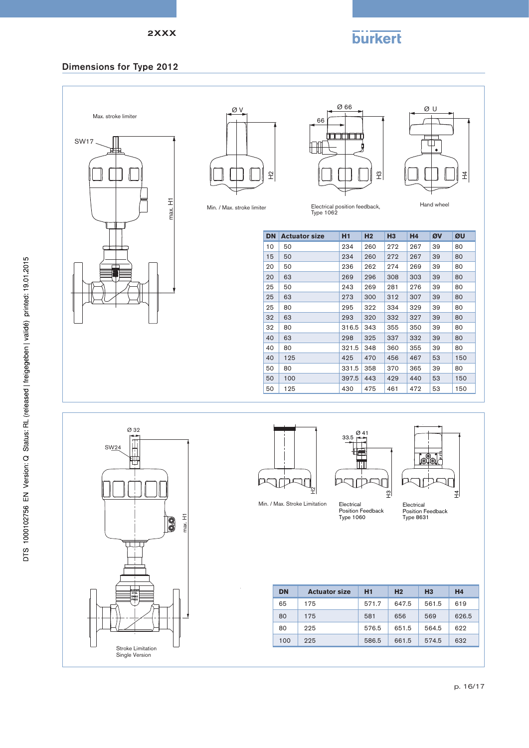## Dimensions for Type 2012

Max. stroke limiter

SW17

max. H1

Ø V

H2

Min. / Max. stroke limiter

Ø 66

66

H3

Electrical position feedback, Type 1062

Ø U

H4

Hand wheel

| DN | Actuator size | H1 | H2 | H3 | H4 | ØV | ØU |
|---|---|---|---|---|---|---|---|
| 10 | 50 | 234 | 260 | 272 | 267 | 39 | 80 |
| 15 | 50 | 234 | 260 | 272 | 267 | 39 | 80 |
| 20 | 50 | 236 | 262 | 274 | 269 | 39 | 80 |
| 20 | 63 | 269 | 296 | 308 | 303 | 39 | 80 |
| 25 | 50 | 243 | 269 | 281 | 276 | 39 | 80 |
| 25 | 63 | 273 | 300 | 312 | 307 | 39 | 80 |
| 25 | 80 | 295 | 322 | 334 | 329 | 39 | 80 |
| 32 | 63 | 293 | 320 | 332 | 327 | 39 | 80 |
| 32 | 80 | 316.5 | 343 | 355 | 350 | 39 | 80 |
| 40 | 63 | 298 | 325 | 337 | 332 | 39 | 80 |
| 40 | 80 | 321.5 | 348 | 360 | 355 | 39 | 80 |
| 40 | 125 | 425 | 470 | 456 | 467 | 53 | 150 |
| 50 | 80 | 331.5 | 358 | 370 | 365 | 39 | 80 |
| 50 | 100 | 397.5 | 443 | 429 | 440 | 53 | 150 |
| 50 | 125 | 430 | 475 | 461 | 472 | 53 | 150 |

Ø 32

SW24

max. H1

Stroke Limitation Single Version

H2

Min. / Max. Stroke Limitation

Ø 41

33.5

H3

Electrical Position Feedback Type 1060

H4

Electrical Position Feedback Type 8631

| DN | Actuator size | H1 | H2 | H3 | H4 |
|---|---|---|---|---|---|
| 65 | 175 | 571.7 | 647.5 | 561.5 | 619 |
| 80 | 175 | 581 | 656 | 569 | 626.5 |
| 80 | 225 | 576.5 | 651.5 | 564.5 | 622 |
| 100 | 225 | 586.5 | 661.5 | 574.5 | 632 |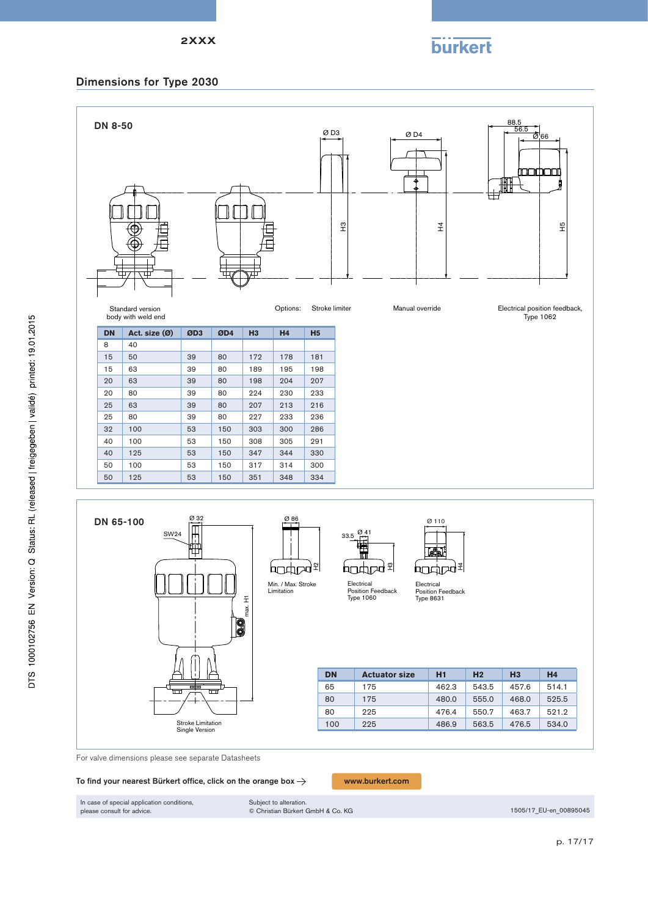## Dimensions for Type 2030

**DN 8-50**

Ø D3

Ø D4

88.5

56.5

Ø 66

H3

H4

H5

Standard version body with weld end

Options: Stroke limiter

Manual override

Electrical position feedback, Type 1062

| DN | Act. size (Ø) | ØD3 | ØD4 | H3 | H4 | H5 |
|---|---|---|---|---|---|---|
| 8 | 40 | | | | | |
| 15 | 50 | 39 | 80 | 172 | 178 | 181 |
| 15 | 63 | 39 | 80 | 189 | 195 | 198 |
| 20 | 63 | 39 | 80 | 198 | 204 | 207 |
| 20 | 80 | 39 | 80 | 224 | 230 | 233 |
| 25 | 63 | 39 | 80 | 207 | 213 | 216 |
| 25 | 80 | 39 | 80 | 227 | 233 | 236 |
| 32 | 100 | 53 | 150 | 303 | 300 | 286 |
| 40 | 100 | 53 | 150 | 308 | 305 | 291 |
| 40 | 125 | 53 | 150 | 347 | 344 | 330 |
| 50 | 100 | 53 | 150 | 317 | 314 | 300 |
| 50 | 125 | 53 | 150 | 351 | 348 | 334 |

**DN 65-100**

Ø 32

SW24

max. H1

Stroke Limitation Single Version

Ø 86

H2

Min. / Max. Stroke Limitation

33.5

Ø 41

H3

Electrical Position Feedback Type 1060

Ø 110

H4

Electrical Position Feedback Type 8631

| DN | Actuator size | H1 | H2 | H3 | H4 |
|---|---|---|---|---|---|
| 65 | 175 | 462.3 | 543.5 | 457.6 | 514.1 |
| 80 | 175 | 480.0 | 555.0 | 468.0 | 525.5 |
| 80 | 225 | 476.4 | 550.7 | 463.7 | 521.2 |
| 100 | 225 | 486.9 | 563.5 | 476.5 | 534.0 |

For valve dimensions please see separate Datasheets

To find your nearest Bürkert office, click on the orange box →

www.burkert.com

In case of special application conditions, please consult for advice.

Subject to alteration.
© Christian Bürkert GmbH & Co. KG

1505/17_EU-en_00895045